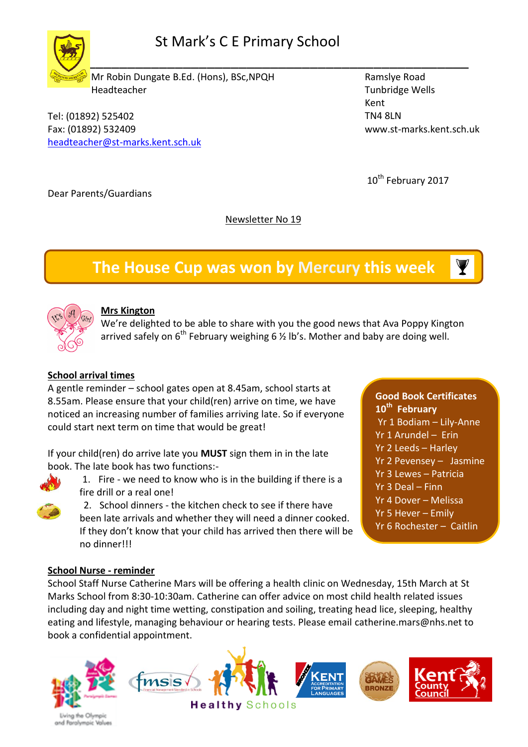# St Mark's C E Primary School

Mr Robin Dungate B.Ed. (Hons), BSc,NPQH
Headteacher

Ramslye Road
Tunbridge Wells
Kent
TN4 8LN
www.st-marks.kent.sch.uk

Tel: (01892) 525402
Fax: (01892) 532409
headteacher@st-marks.kent.sch.uk

10th February 2017

Dear Parents/Guardians

Newsletter No 19

## The House Cup was won by Mercury this week

**Mrs Kington**

We're delighted to be able to share with you the good news that Ava Poppy Kington arrived safely on 6th February weighing 6 ½ lb's. Mother and baby are doing well.

**School arrival times**

A gentle reminder – school gates open at 8.45am, school starts at 8.55am. Please ensure that your child(ren) arrive on time, we have noticed an increasing number of families arriving late. So if everyone could start next term on time that would be great!

If your child(ren) do arrive late you **MUST** sign them in in the late book. The late book has two functions:-

1. Fire - we need to know who is in the building if there is a fire drill or a real one!
2. School dinners - the kitchen check to see if there have been late arrivals and whether they will need a dinner cooked. If they don't know that your child has arrived then there will be no dinner!!!

**Good Book Certificates 10th February**

- Yr 1 Bodiam – Lily-Anne
- Yr 1 Arundel – Erin
- Yr 2 Leeds – Harley
- Yr 2 Pevensey – Jasmine
- Yr 3 Lewes – Patricia
- Yr 3 Deal – Finn
- Yr 4 Dover – Melissa
- Yr 5 Hever – Emily
- Yr 6 Rochester – Caitlin

**School Nurse - reminder**

School Staff Nurse Catherine Mars will be offering a health clinic on Wednesday, 15th March at St Marks School from 8:30-10:30am. Catherine can offer advice on most child health related issues including day and night time wetting, constipation and soiling, treating head lice, sleeping, healthy eating and lifestyle, managing behaviour or hearing tests. Please email catherine.mars@nhs.net to book a confidential appointment.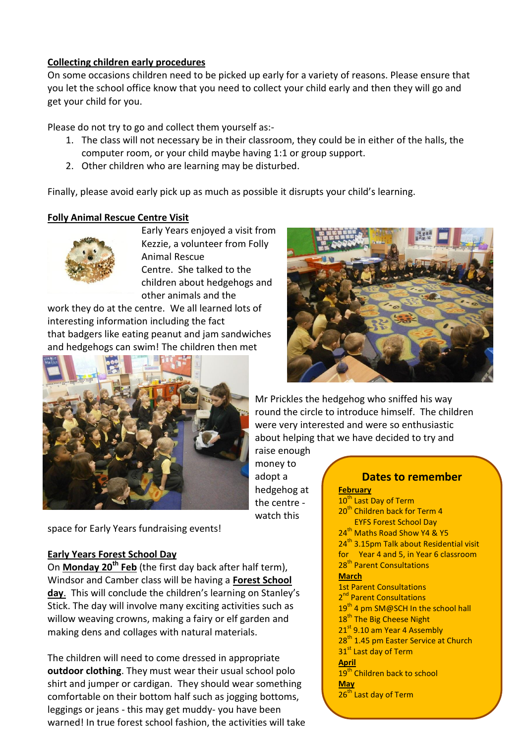**Collecting children early procedures**

On some occasions children need to be picked up early for a variety of reasons. Please ensure that you let the school office know that you need to collect your child early and then they will go and get your child for you.

Please do not try to go and collect them yourself as:-

1. The class will not necessary be in their classroom, they could be in either of the halls, the computer room, or your child maybe having 1:1 or group support.
2. Other children who are learning may be disturbed.

Finally, please avoid early pick up as much as possible it disrupts your child's learning.

**Folly Animal Rescue Centre Visit**

Early Years enjoyed a visit from Kezzie, a volunteer from Folly Animal Rescue Centre. She talked to the children about hedgehogs and other animals and the work they do at the centre. We all learned lots of interesting information including the fact that badgers like eating peanut and jam sandwiches and hedgehogs can swim! The children then met Mr Prickles the hedgehog who sniffed his way round the circle to introduce himself. The children were very interested and were so enthusiastic about helping that we have decided to try and raise enough money to adopt a hedgehog at the centre - watch this space for Early Years fundraising events!

**Early Years Forest School Day**

On **Monday 20th Feb** (the first day back after half term), Windsor and Camber class will be having a **Forest School day**. This will conclude the children's learning on Stanley's Stick. The day will involve many exciting activities such as willow weaving crowns, making a fairy or elf garden and making dens and collages with natural materials.

The children will need to come dressed in appropriate **outdoor clothing**. They must wear their usual school polo shirt and jumper or cardigan. They should wear something comfortable on their bottom half such as jogging bottoms, leggings or jeans - this may get muddy- you have been warned! In true forest school fashion, the activities will take

## Dates to remember

**February**

10th Last Day of Term
20th Children back for Term 4
EYFS Forest School Day
24th Maths Road Show Y4 & Y5
24th 3.15pm Talk about Residential visit for Year 4 and 5, in Year 6 classroom
28th Parent Consultations

**March**

1st Parent Consultations
2nd Parent Consultations
19th 4 pm SM@SCH In the school hall
18th The Big Cheese Night
21st 9.10 am Year 4 Assembly
28th 1.45 pm Easter Service at Church
31st Last day of Term

**April**

19th Children back to school

**May**

26th Last day of Term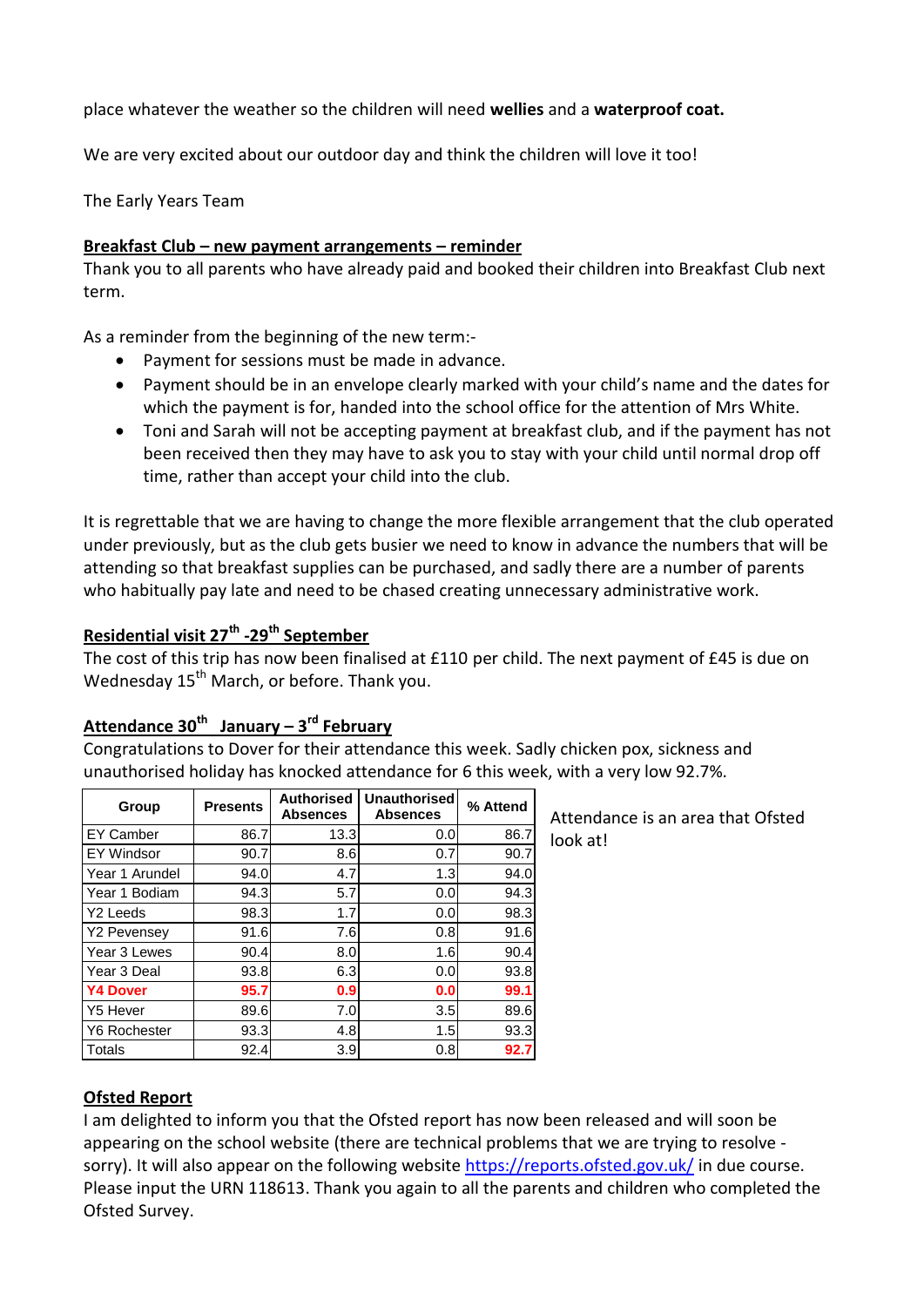place whatever the weather so the children will need **wellies** and a **waterproof coat.**

We are very excited about our outdoor day and think the children will love it too!

The Early Years Team

**Breakfast Club – new payment arrangements – reminder**

Thank you to all parents who have already paid and booked their children into Breakfast Club next term.

As a reminder from the beginning of the new term:-

- Payment for sessions must be made in advance.
- Payment should be in an envelope clearly marked with your child's name and the dates for which the payment is for, handed into the school office for the attention of Mrs White.
- Toni and Sarah will not be accepting payment at breakfast club, and if the payment has not been received then they may have to ask you to stay with your child until normal drop off time, rather than accept your child into the club.

It is regrettable that we are having to change the more flexible arrangement that the club operated under previously, but as the club gets busier we need to know in advance the numbers that will be attending so that breakfast supplies can be purchased, and sadly there are a number of parents who habitually pay late and need to be chased creating unnecessary administrative work.

**Residential visit 27th -29th September**

The cost of this trip has now been finalised at £110 per child. The next payment of £45 is due on Wednesday 15th March, or before. Thank you.

**Attendance 30th January – 3rd February**

Congratulations to Dover for their attendance this week. Sadly chicken pox, sickness and unauthorised holiday has knocked attendance for 6 this week, with a very low 92.7%.

| Group | Presents | Authorised Absences | Unauthorised Absences | % Attend |
|---|---|---|---|---|
| EY Camber | 86.7 | 13.3 | 0.0 | 86.7 |
| EY Windsor | 90.7 | 8.6 | 0.7 | 90.7 |
| Year 1 Arundel | 94.0 | 4.7 | 1.3 | 94.0 |
| Year 1 Bodiam | 94.3 | 5.7 | 0.0 | 94.3 |
| Y2 Leeds | 98.3 | 1.7 | 0.0 | 98.3 |
| Y2 Pevensey | 91.6 | 7.6 | 0.8 | 91.6 |
| Year 3 Lewes | 90.4 | 8.0 | 1.6 | 90.4 |
| Year 3 Deal | 93.8 | 6.3 | 0.0 | 93.8 |
| **Y4 Dover** | **95.7** | **0.9** | **0.0** | **99.1** |
| Y5 Hever | 89.6 | 7.0 | 3.5 | 89.6 |
| Y6 Rochester | 93.3 | 4.8 | 1.5 | 93.3 |
| Totals | 92.4 | 3.9 | 0.8 | **92.7** |

Attendance is an area that Ofsted look at!

**Ofsted Report**

I am delighted to inform you that the Ofsted report has now been released and will soon be appearing on the school website (there are technical problems that we are trying to resolve - sorry). It will also appear on the following website https://reports.ofsted.gov.uk/ in due course. Please input the URN 118613. Thank you again to all the parents and children who completed the Ofsted Survey.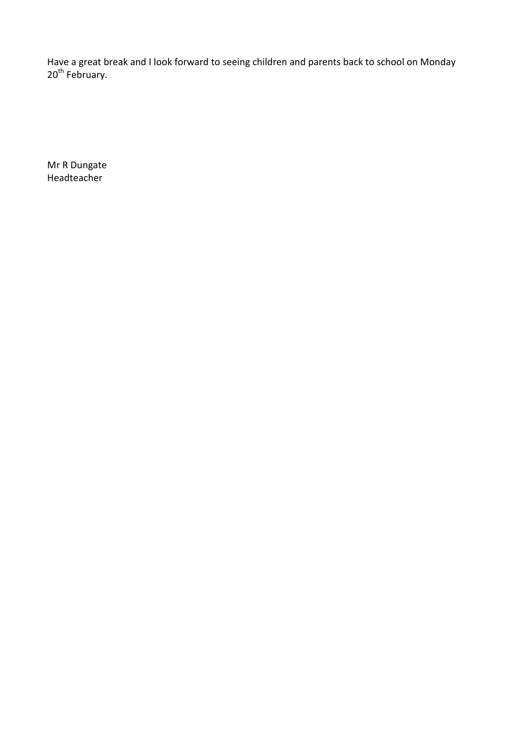Have a great break and I look forward to seeing children and parents back to school on Monday 20th February.

Mr R Dungate
Headteacher